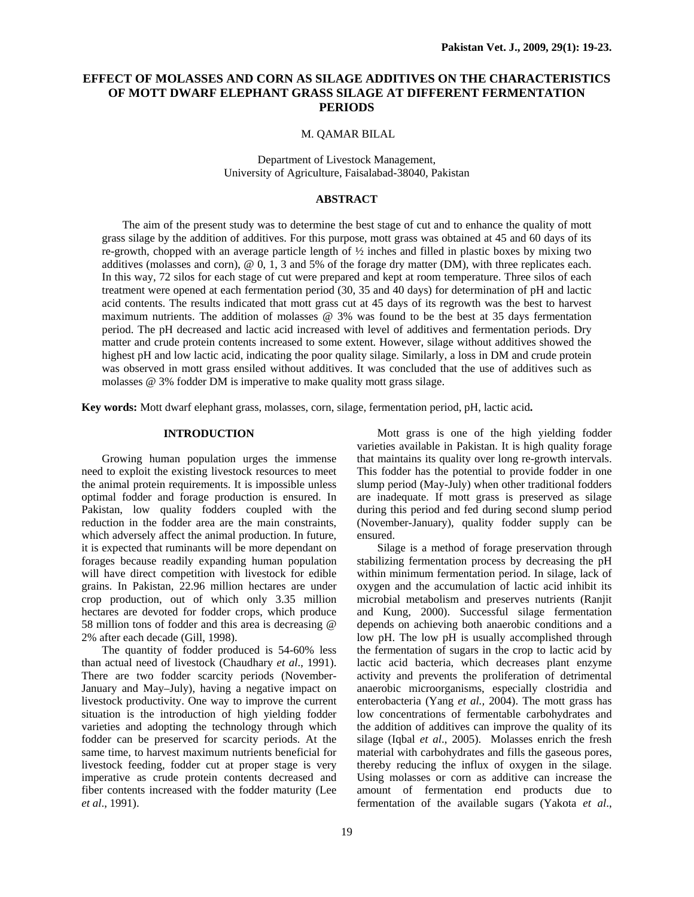# EFFECT OF MOLASSES AND CORN AS SILAGE ADDITIVES ON THE CHARACTERISTICS OF MOTT DWARF ELEPHANT GRASS SILAGE AT DIFFERENT FERMENTATION PERIODS

M. QAMAR BILAL

Department of Livestock Management,
University of Agriculture, Faisalabad-38040, Pakistan

## ABSTRACT

The aim of the present study was to determine the best stage of cut and to enhance the quality of mott grass silage by the addition of additives. For this purpose, mott grass was obtained at 45 and 60 days of its re-growth, chopped with an average particle length of ½ inches and filled in plastic boxes by mixing two additives (molasses and corn), @ 0, 1, 3 and 5% of the forage dry matter (DM), with three replicates each. In this way, 72 silos for each stage of cut were prepared and kept at room temperature. Three silos of each treatment were opened at each fermentation period (30, 35 and 40 days) for determination of pH and lactic acid contents. The results indicated that mott grass cut at 45 days of its regrowth was the best to harvest maximum nutrients. The addition of molasses @ 3% was found to be the best at 35 days fermentation period. The pH decreased and lactic acid increased with level of additives and fermentation periods. Dry matter and crude protein contents increased to some extent. However, silage without additives showed the highest pH and low lactic acid, indicating the poor quality silage. Similarly, a loss in DM and crude protein was observed in mott grass ensiled without additives. It was concluded that the use of additives such as molasses @ 3% fodder DM is imperative to make quality mott grass silage.

**Key words:** Mott dwarf elephant grass, molasses, corn, silage, fermentation period, pH, lactic acid**.**

## INTRODUCTION

Growing human population urges the immense need to exploit the existing livestock resources to meet the animal protein requirements. It is impossible unless optimal fodder and forage production is ensured. In Pakistan, low quality fodders coupled with the reduction in the fodder area are the main constraints, which adversely affect the animal production. In future, it is expected that ruminants will be more dependant on forages because readily expanding human population will have direct competition with livestock for edible grains. In Pakistan, 22.96 million hectares are under crop production, out of which only 3.35 million hectares are devoted for fodder crops, which produce 58 million tons of fodder and this area is decreasing @ 2% after each decade (Gill, 1998).

The quantity of fodder produced is 54-60% less than actual need of livestock (Chaudhary *et al*., 1991). There are two fodder scarcity periods (November-January and May–July), having a negative impact on livestock productivity. One way to improve the current situation is the introduction of high yielding fodder varieties and adopting the technology through which fodder can be preserved for scarcity periods. At the same time, to harvest maximum nutrients beneficial for livestock feeding, fodder cut at proper stage is very imperative as crude protein contents decreased and fiber contents increased with the fodder maturity (Lee *et al*., 1991).

Mott grass is one of the high yielding fodder varieties available in Pakistan. It is high quality forage that maintains its quality over long re-growth intervals. This fodder has the potential to provide fodder in one slump period (May-July) when other traditional fodders are inadequate. If mott grass is preserved as silage during this period and fed during second slump period (November-January), quality fodder supply can be ensured.

Silage is a method of forage preservation through stabilizing fermentation process by decreasing the pH within minimum fermentation period. In silage, lack of oxygen and the accumulation of lactic acid inhibit its microbial metabolism and preserves nutrients (Ranjit and Kung, 2000). Successful silage fermentation depends on achieving both anaerobic conditions and a low pH. The low pH is usually accomplished through the fermentation of sugars in the crop to lactic acid by lactic acid bacteria, which decreases plant enzyme activity and prevents the proliferation of detrimental anaerobic microorganisms, especially clostridia and enterobacteria (Yang *et al.,* 2004). The mott grass has low concentrations of fermentable carbohydrates and the addition of additives can improve the quality of its silage (Iqbal *et al*., 2005). Molasses enrich the fresh material with carbohydrates and fills the gaseous pores, thereby reducing the influx of oxygen in the silage. Using molasses or corn as additive can increase the amount of fermentation end products due to fermentation of the available sugars (Yakota *et al*.,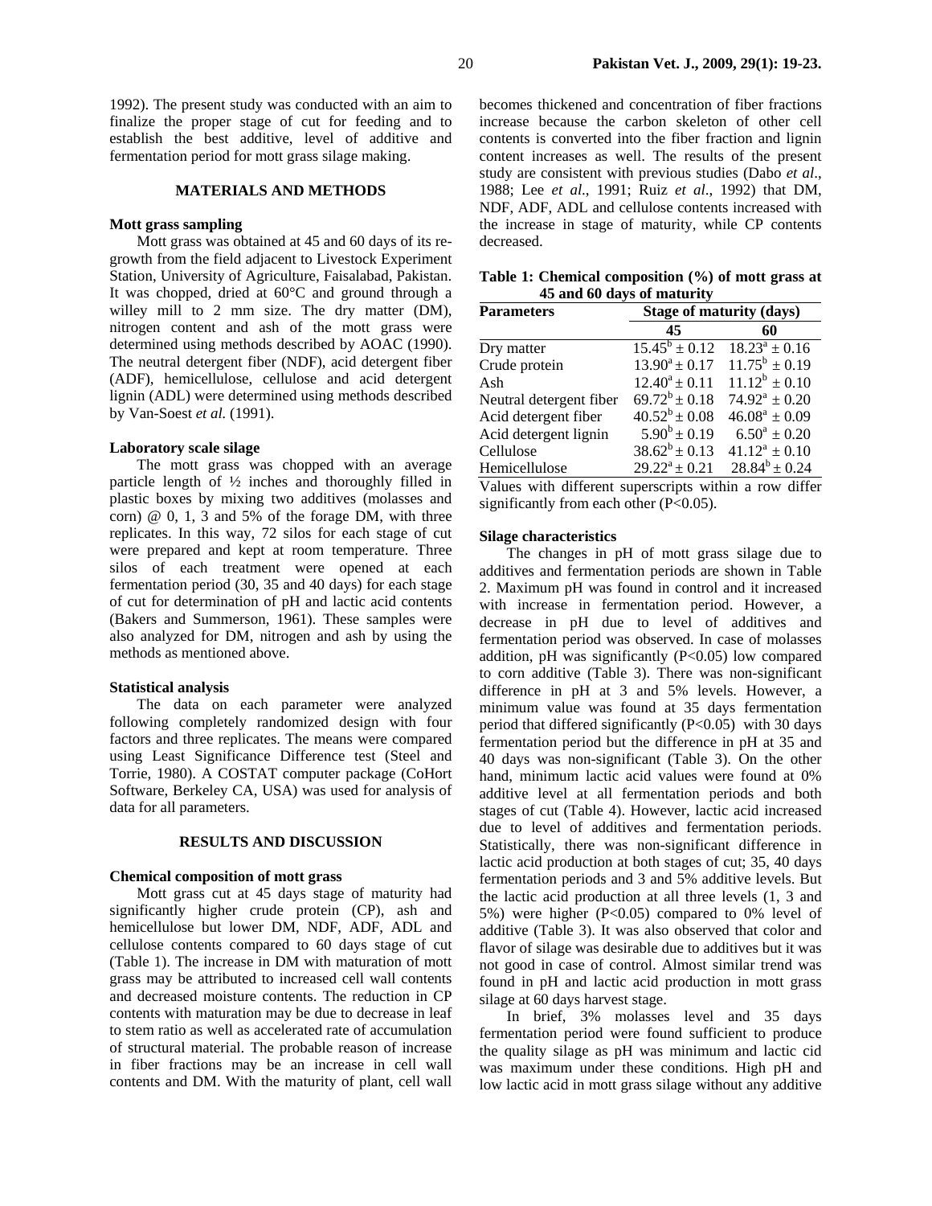1992). The present study was conducted with an aim to finalize the proper stage of cut for feeding and to establish the best additive, level of additive and fermentation period for mott grass silage making.

## MATERIALS AND METHODS

### Mott grass sampling

Mott grass was obtained at 45 and 60 days of its re-growth from the field adjacent to Livestock Experiment Station, University of Agriculture, Faisalabad, Pakistan. It was chopped, dried at 60°C and ground through a willey mill to 2 mm size. The dry matter (DM), nitrogen content and ash of the mott grass were determined using methods described by AOAC (1990). The neutral detergent fiber (NDF), acid detergent fiber (ADF), hemicellulose, cellulose and acid detergent lignin (ADL) were determined using methods described by Van-Soest *et al.* (1991).

### Laboratory scale silage

The mott grass was chopped with an average particle length of ½ inches and thoroughly filled in plastic boxes by mixing two additives (molasses and corn) @ 0, 1, 3 and 5% of the forage DM, with three replicates. In this way, 72 silos for each stage of cut were prepared and kept at room temperature. Three silos of each treatment were opened at each fermentation period (30, 35 and 40 days) for each stage of cut for determination of pH and lactic acid contents (Bakers and Summerson, 1961). These samples were also analyzed for DM, nitrogen and ash by using the methods as mentioned above.

### Statistical analysis

The data on each parameter were analyzed following completely randomized design with four factors and three replicates. The means were compared using Least Significance Difference test (Steel and Torrie, 1980). A COSTAT computer package (CoHort Software, Berkeley CA, USA) was used for analysis of data for all parameters.

## RESULTS AND DISCUSSION

### Chemical composition of mott grass

Mott grass cut at 45 days stage of maturity had significantly higher crude protein (CP), ash and hemicellulose but lower DM, NDF, ADF, ADL and cellulose contents compared to 60 days stage of cut (Table 1). The increase in DM with maturation of mott grass may be attributed to increased cell wall contents and decreased moisture contents. The reduction in CP contents with maturation may be due to decrease in leaf to stem ratio as well as accelerated rate of accumulation of structural material. The probable reason of increase in fiber fractions may be an increase in cell wall contents and DM. With the maturity of plant, cell wall becomes thickened and concentration of fiber fractions increase because the carbon skeleton of other cell contents is converted into the fiber fraction and lignin content increases as well. The results of the present study are consistent with previous studies (Dabo *et al*., 1988; Lee *et al*., 1991; Ruiz *et al*., 1992) that DM, NDF, ADF, ADL and cellulose contents increased with the increase in stage of maturity, while CP contents decreased.

**Table 1: Chemical composition (%) of mott grass at 45 and 60 days of maturity**

| Parameters | Stage of maturity (days) | |
|---|---|---|
| | 45 | 60 |
| Dry matter | $15.45^{b} \pm 0.12$ | $18.23^{a} \pm 0.16$ |
| Crude protein | $13.90^{a} \pm 0.17$ | $11.75^{b} \pm 0.19$ |
| Ash | $12.40^{a} \pm 0.11$ | $11.12^{b} \pm 0.10$ |
| Neutral detergent fiber | $69.72^{b} \pm 0.18$ | $74.92^{a} \pm 0.20$ |
| Acid detergent fiber | $40.52^{b} \pm 0.08$ | $46.08^{a} \pm 0.09$ |
| Acid detergent lignin | $5.90^{b} \pm 0.19$ | $6.50^{a} \pm 0.20$ |
| Cellulose | $38.62^{b} \pm 0.13$ | $41.12^{a} \pm 0.10$ |
| Hemicellulose | $29.22^{a} \pm 0.21$ | $28.84^{b} \pm 0.24$ |

Values with different superscripts within a row differ significantly from each other ($P<0.05$).

### Silage characteristics

The changes in pH of mott grass silage due to additives and fermentation periods are shown in Table 2. Maximum pH was found in control and it increased with increase in fermentation period. However, a decrease in pH due to level of additives and fermentation period was observed. In case of molasses addition, pH was significantly ($P<0.05$) low compared to corn additive (Table 3). There was non-significant difference in pH at 3 and 5% levels. However, a minimum value was found at 35 days fermentation period that differed significantly ($P<0.05$) with 30 days fermentation period but the difference in pH at 35 and 40 days was non-significant (Table 3). On the other hand, minimum lactic acid values were found at 0% additive level at all fermentation periods and both stages of cut (Table 4). However, lactic acid increased due to level of additives and fermentation periods. Statistically, there was non-significant difference in lactic acid production at both stages of cut; 35, 40 days fermentation periods and 3 and 5% additive levels. But the lactic acid production at all three levels (1, 3 and 5%) were higher ($P<0.05$) compared to 0% level of additive (Table 3). It was also observed that color and flavor of silage was desirable due to additives but it was not good in case of control. Almost similar trend was found in pH and lactic acid production in mott grass silage at 60 days harvest stage.

In brief, 3% molasses level and 35 days fermentation period were found sufficient to produce the quality silage as pH was minimum and lactic cid was maximum under these conditions. High pH and low lactic acid in mott grass silage without any additive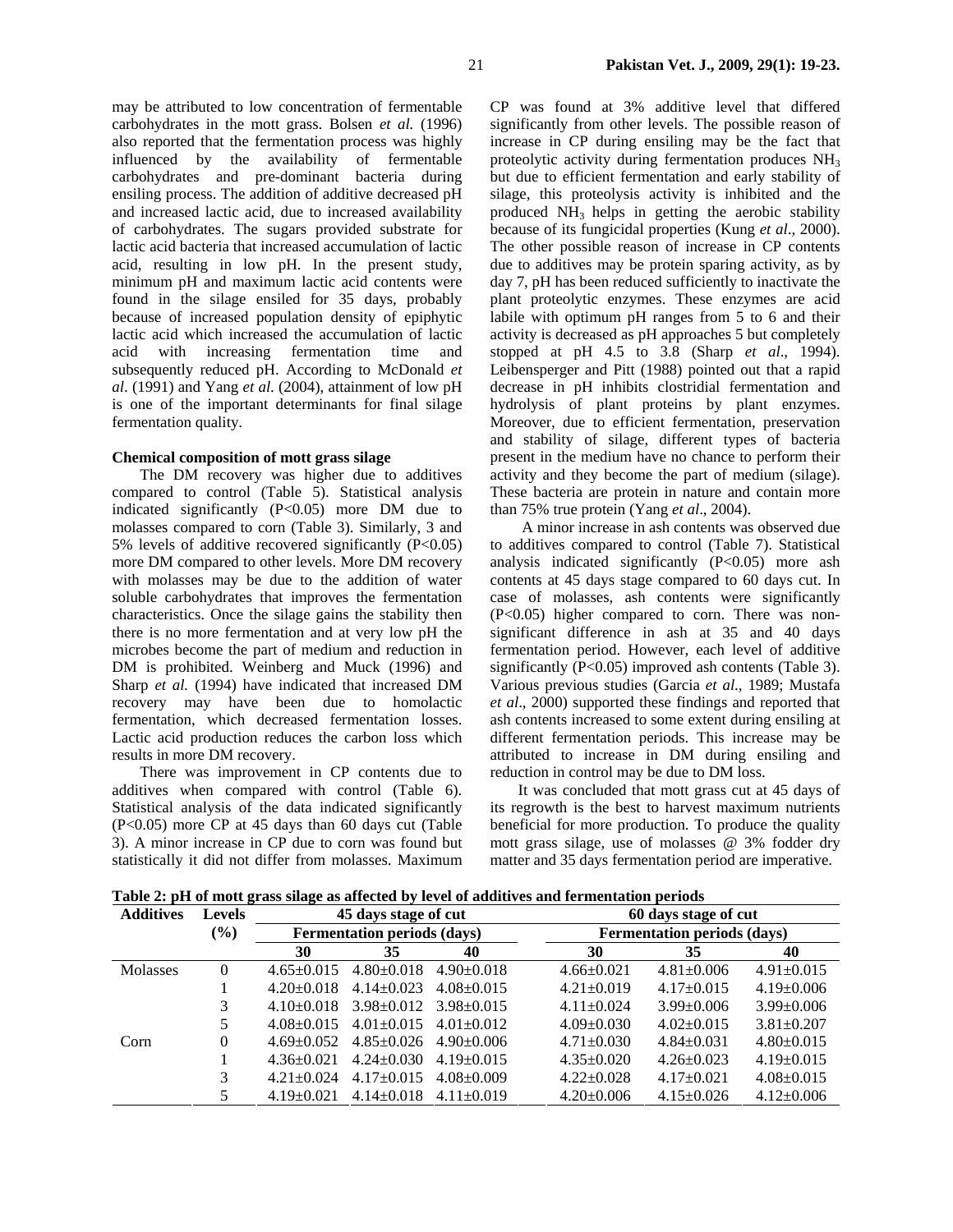may be attributed to low concentration of fermentable carbohydrates in the mott grass. Bolsen *et al.* (1996) also reported that the fermentation process was highly influenced by the availability of fermentable carbohydrates and pre-dominant bacteria during ensiling process. The addition of additive decreased pH and increased lactic acid, due to increased availability of carbohydrates. The sugars provided substrate for lactic acid bacteria that increased accumulation of lactic acid, resulting in low pH. In the present study, minimum pH and maximum lactic acid contents were found in the silage ensiled for 35 days, probably because of increased population density of epiphytic lactic acid which increased the accumulation of lactic acid with increasing fermentation time and subsequently reduced pH. According to McDonald *et al*. (1991) and Yang *et al.* (2004), attainment of low pH is one of the important determinants for final silage fermentation quality.

**Chemical composition of mott grass silage**

The DM recovery was higher due to additives compared to control (Table 5). Statistical analysis indicated significantly (P<0.05) more DM due to molasses compared to corn (Table 3). Similarly, 3 and 5% levels of additive recovered significantly (P<0.05) more DM compared to other levels. More DM recovery with molasses may be due to the addition of water soluble carbohydrates that improves the fermentation characteristics. Once the silage gains the stability then there is no more fermentation and at very low pH the microbes become the part of medium and reduction in DM is prohibited. Weinberg and Muck (1996) and Sharp *et al.* (1994) have indicated that increased DM recovery may have been due to homolactic fermentation, which decreased fermentation losses. Lactic acid production reduces the carbon loss which results in more DM recovery.

There was improvement in CP contents due to additives when compared with control (Table 6). Statistical analysis of the data indicated significantly (P<0.05) more CP at 45 days than 60 days cut (Table 3). A minor increase in CP due to corn was found but statistically it did not differ from molasses. Maximum CP was found at 3% additive level that differed significantly from other levels. The possible reason of increase in CP during ensiling may be the fact that proteolytic activity during fermentation produces $NH_3$ but due to efficient fermentation and early stability of silage, this proteolysis activity is inhibited and the produced $NH_3$ helps in getting the aerobic stability because of its fungicidal properties (Kung *et al*., 2000). The other possible reason of increase in CP contents due to additives may be protein sparing activity, as by day 7, pH has been reduced sufficiently to inactivate the plant proteolytic enzymes. These enzymes are acid labile with optimum pH ranges from 5 to 6 and their activity is decreased as pH approaches 5 but completely stopped at pH 4.5 to 3.8 (Sharp *et al*., 1994). Leibensperger and Pitt (1988) pointed out that a rapid decrease in pH inhibits clostridial fermentation and hydrolysis of plant proteins by plant enzymes. Moreover, due to efficient fermentation, preservation and stability of silage, different types of bacteria present in the medium have no chance to perform their activity and they become the part of medium (silage). These bacteria are protein in nature and contain more than 75% true protein (Yang *et al*., 2004).

A minor increase in ash contents was observed due to additives compared to control (Table 7). Statistical analysis indicated significantly (P<0.05) more ash contents at 45 days stage compared to 60 days cut. In case of molasses, ash contents were significantly (P<0.05) higher compared to corn. There was non-significant difference in ash at 35 and 40 days fermentation period. However, each level of additive significantly (P<0.05) improved ash contents (Table 3). Various previous studies (Garcia *et al*., 1989; Mustafa *et al*., 2000) supported these findings and reported that ash contents increased to some extent during ensiling at different fermentation periods. This increase may be attributed to increase in DM during ensiling and reduction in control may be due to DM loss.

It was concluded that mott grass cut at 45 days of its regrowth is the best to harvest maximum nutrients beneficial for more production. To produce the quality mott grass silage, use of molasses @ 3% fodder dry matter and 35 days fermentation period are imperative.

**Table 2: pH of mott grass silage as affected by level of additives and fermentation periods**

| Additives | Levels (%) | 45 days stage of cut | | | 60 days stage of cut | | |
|---|---|---|---|---|---|---|---|
| | | Fermentation periods (days) | | | Fermentation periods (days) | | |
| | | 30 | 35 | 40 | 30 | 35 | 40 |
| Molasses | 0 | 4.65±0.015 | 4.80±0.018 | 4.90±0.018 | 4.66±0.021 | 4.81±0.006 | 4.91±0.015 |
| | 1 | 4.20±0.018 | 4.14±0.023 | 4.08±0.015 | 4.21±0.019 | 4.17±0.015 | 4.19±0.006 |
| | 3 | 4.10±0.018 | 3.98±0.012 | 3.98±0.015 | 4.11±0.024 | 3.99±0.006 | 3.99±0.006 |
| | 5 | 4.08±0.015 | 4.01±0.015 | 4.01±0.012 | 4.09±0.030 | 4.02±0.015 | 3.81±0.207 |
| Corn | 0 | 4.69±0.052 | 4.85±0.026 | 4.90±0.006 | 4.71±0.030 | 4.84±0.031 | 4.80±0.015 |
| | 1 | 4.36±0.021 | 4.24±0.030 | 4.19±0.015 | 4.35±0.020 | 4.26±0.023 | 4.19±0.015 |
| | 3 | 4.21±0.024 | 4.17±0.015 | 4.08±0.009 | 4.22±0.028 | 4.17±0.021 | 4.08±0.015 |
| | 5 | 4.19±0.021 | 4.14±0.018 | 4.11±0.019 | 4.20±0.006 | 4.15±0.026 | 4.12±0.006 |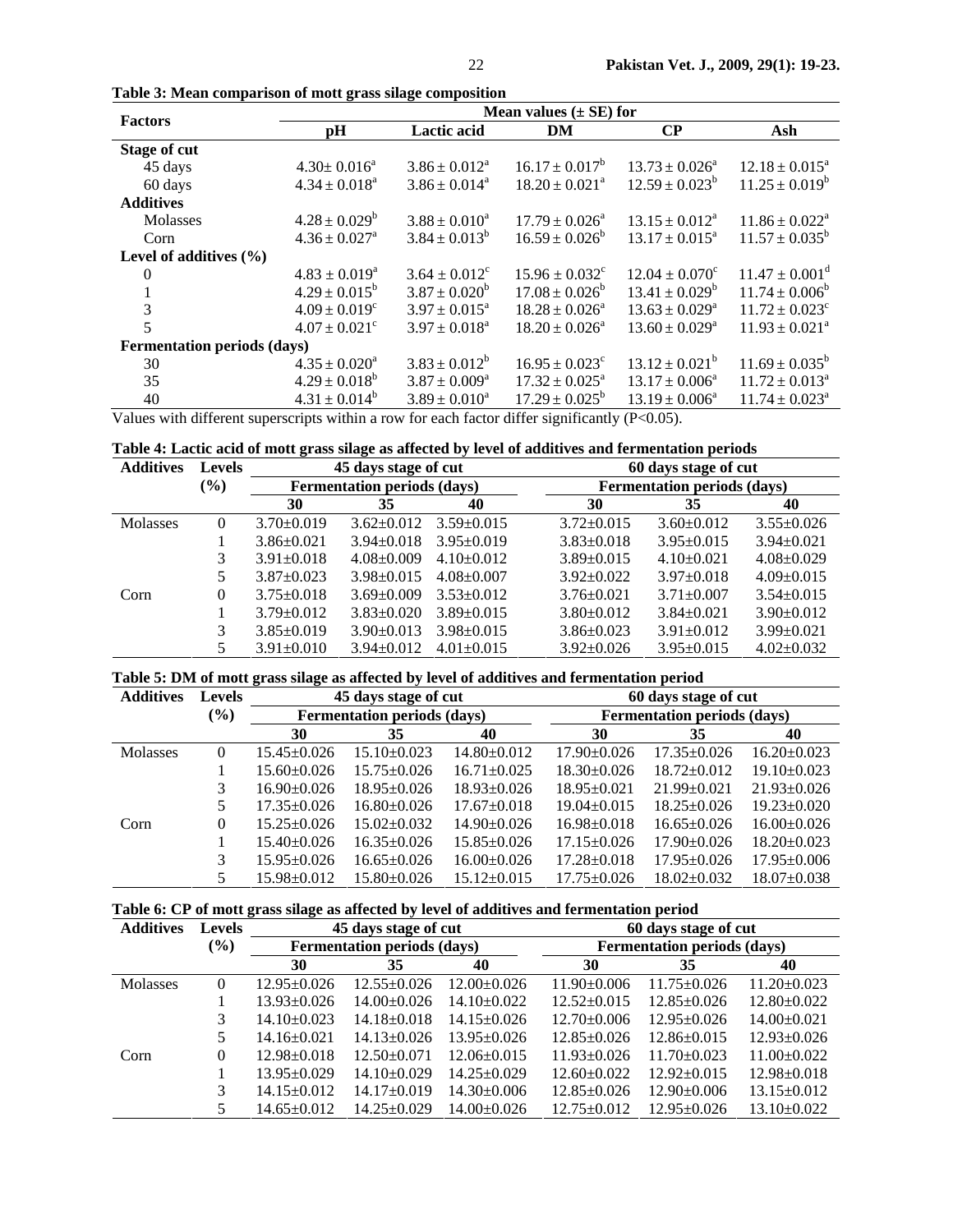**Table 3: Mean comparison of mott grass silage composition**

| Factors | Mean values (± SE) for | | | | |
|---|---|---|---|---|---|
| | pH | Lactic acid | DM | CP | Ash |
| **Stage of cut** | | | | | |
| 45 days | 4.30± 0.016[a] | 3.86 ± 0.012[a] | 16.17 ± 0.017[b] | 13.73 ± 0.026[a] | 12.18 ± 0.015[a] |
| 60 days | 4.34 ± 0.018[a] | 3.86 ± 0.014[a] | 18.20 ± 0.021[a] | 12.59 ± 0.023[b] | 11.25 ± 0.019[b] |
| **Additives** | | | | | |
| Molasses | 4.28 ± 0.029[b] | 3.88 ± 0.010[a] | 17.79 ± 0.026[a] | 13.15 ± 0.012[a] | 11.86 ± 0.022[a] |
| Corn | 4.36 ± 0.027[a] | 3.84 ± 0.013[b] | 16.59 ± 0.026[b] | 13.17 ± 0.015[a] | 11.57 ± 0.035[b] |
| **Level of additives (%)** | | | | | |
| 0 | 4.83 ± 0.019[a] | 3.64 ± 0.012[c] | 15.96 ± 0.032[c] | 12.04 ± 0.070[c] | 11.47 ± 0.001[d] |
| 1 | 4.29 ± 0.015[b] | 3.87 ± 0.020[b] | 17.08 ± 0.026[b] | 13.41 ± 0.029[b] | 11.74 ± 0.006[b] |
| 3 | 4.09 ± 0.019[c] | 3.97 ± 0.015[a] | 18.28 ± 0.026[a] | 13.63 ± 0.029[a] | 11.72 ± 0.023[c] |
| 5 | 4.07 ± 0.021[c] | 3.97 ± 0.018[a] | 18.20 ± 0.026[a] | 13.60 ± 0.029[a] | 11.93 ± 0.021[a] |
| **Fermentation periods (days)** | | | | | |
| 30 | 4.35 ± 0.020[a] | 3.83 ± 0.012[b] | 16.95 ± 0.023[c] | 13.12 ± 0.021[b] | 11.69 ± 0.035[b] |
| 35 | 4.29 ± 0.018[b] | 3.87 ± 0.009[a] | 17.32 ± 0.025[a] | 13.17 ± 0.006[a] | 11.72 ± 0.013[a] |
| 40 | 4.31 ± 0.014[b] | 3.89 ± 0.010[a] | 17.29 ± 0.025[b] | 13.19 ± 0.006[a] | 11.74 ± 0.023[a] |

Values with different superscripts within a row for each factor differ significantly ($P<0.05$).

**Table 4: Lactic acid of mott grass silage as affected by level of additives and fermentation periods**

| Additives | Levels (%) | 45 days stage of cut | | | 60 days stage of cut | | |
|---|---|---|---|---|---|---|---|
| | | Fermentation periods (days) | | | Fermentation periods (days) | | |
| | | 30 | 35 | 40 | 30 | 35 | 40 |
| Molasses | 0 | 3.70±0.019 | 3.62±0.012 | 3.59±0.015 | 3.72±0.015 | 3.60±0.012 | 3.55±0.026 |
| | 1 | 3.86±0.021 | 3.94±0.018 | 3.95±0.019 | 3.83±0.018 | 3.95±0.015 | 3.94±0.021 |
| | 3 | 3.91±0.018 | 4.08±0.009 | 4.10±0.012 | 3.89±0.015 | 4.10±0.021 | 4.08±0.029 |
| | 5 | 3.87±0.023 | 3.98±0.015 | 4.08±0.007 | 3.92±0.022 | 3.97±0.018 | 4.09±0.015 |
| Corn | 0 | 3.75±0.018 | 3.69±0.009 | 3.53±0.012 | 3.76±0.021 | 3.71±0.007 | 3.54±0.015 |
| | 1 | 3.79±0.012 | 3.83±0.020 | 3.89±0.015 | 3.80±0.012 | 3.84±0.021 | 3.90±0.012 |
| | 3 | 3.85±0.019 | 3.90±0.013 | 3.98±0.015 | 3.86±0.023 | 3.91±0.012 | 3.99±0.021 |
| | 5 | 3.91±0.010 | 3.94±0.012 | 4.01±0.015 | 3.92±0.026 | 3.95±0.015 | 4.02±0.032 |

**Table 5: DM of mott grass silage as affected by level of additives and fermentation period**

| Additives | Levels (%) | 45 days stage of cut | | | 60 days stage of cut | | |
|---|---|---|---|---|---|---|---|
| | | Fermentation periods (days) | | | Fermentation periods (days) | | |
| | | 30 | 35 | 40 | 30 | 35 | 40 |
| Molasses | 0 | 15.45±0.026 | 15.10±0.023 | 14.80±0.012 | 17.90±0.026 | 17.35±0.026 | 16.20±0.023 |
| | 1 | 15.60±0.026 | 15.75±0.026 | 16.71±0.025 | 18.30±0.026 | 18.72±0.012 | 19.10±0.023 |
| | 3 | 16.90±0.026 | 18.95±0.026 | 18.93±0.026 | 18.95±0.021 | 21.99±0.021 | 21.93±0.026 |
| | 5 | 17.35±0.026 | 16.80±0.026 | 17.67±0.018 | 19.04±0.015 | 18.25±0.026 | 19.23±0.020 |
| Corn | 0 | 15.25±0.026 | 15.02±0.032 | 14.90±0.026 | 16.98±0.018 | 16.65±0.026 | 16.00±0.026 |
| | 1 | 15.40±0.026 | 16.35±0.026 | 15.85±0.026 | 17.15±0.026 | 17.90±0.026 | 18.20±0.023 |
| | 3 | 15.95±0.026 | 16.65±0.026 | 16.00±0.026 | 17.28±0.018 | 17.95±0.026 | 17.95±0.006 |
| | 5 | 15.98±0.012 | 15.80±0.026 | 15.12±0.015 | 17.75±0.026 | 18.02±0.032 | 18.07±0.038 |

**Table 6: CP of mott grass silage as affected by level of additives and fermentation period**

| Additives | Levels (%) | 45 days stage of cut | | | 60 days stage of cut | | |
|---|---|---|---|---|---|---|---|
| | | Fermentation periods (days) | | | Fermentation periods (days) | | |
| | | 30 | 35 | 40 | 30 | 35 | 40 |
| Molasses | 0 | 12.95±0.026 | 12.55±0.026 | 12.00±0.026 | 11.90±0.006 | 11.75±0.026 | 11.20±0.023 |
| | 1 | 13.93±0.026 | 14.00±0.026 | 14.10±0.022 | 12.52±0.015 | 12.85±0.026 | 12.80±0.022 |
| | 3 | 14.10±0.023 | 14.18±0.018 | 14.15±0.026 | 12.70±0.006 | 12.95±0.026 | 14.00±0.021 |
| | 5 | 14.16±0.021 | 14.13±0.026 | 13.95±0.026 | 12.85±0.026 | 12.86±0.015 | 12.93±0.026 |
| Corn | 0 | 12.98±0.018 | 12.50±0.071 | 12.06±0.015 | 11.93±0.026 | 11.70±0.023 | 11.00±0.022 |
| | 1 | 13.95±0.029 | 14.10±0.029 | 14.25±0.029 | 12.60±0.022 | 12.92±0.015 | 12.98±0.018 |
| | 3 | 14.15±0.012 | 14.17±0.019 | 14.30±0.006 | 12.85±0.026 | 12.90±0.006 | 13.15±0.012 |
| | 5 | 14.65±0.012 | 14.25±0.029 | 14.00±0.026 | 12.75±0.012 | 12.95±0.026 | 13.10±0.022 |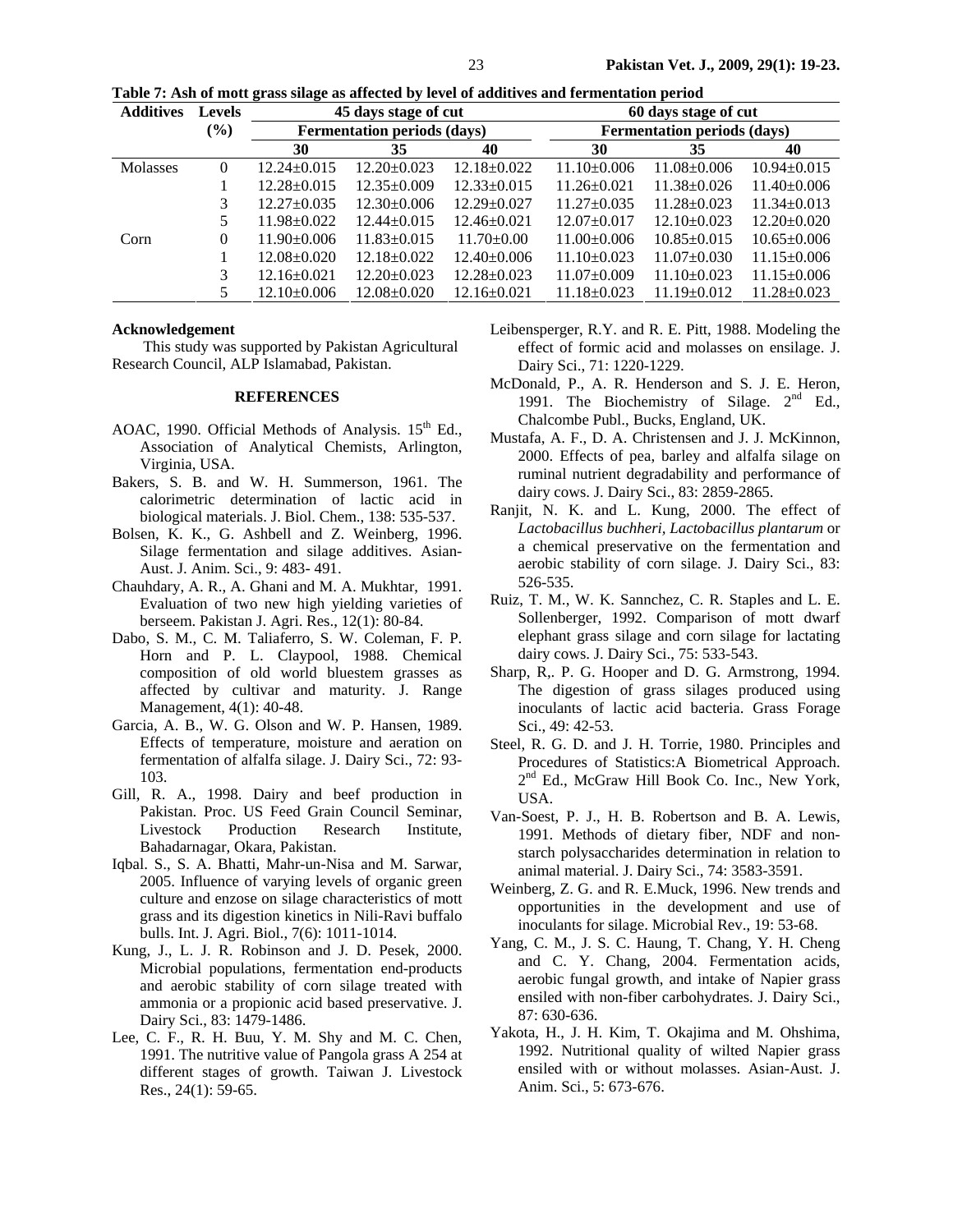**Table 7: Ash of mott grass silage as affected by level of additives and fermentation period**

| Additives | Levels (%) | 45 days stage of cut | | | 60 days stage of cut | | |
|---|---|---|---|---|---|---|---|
| | | Fermentation periods (days) | | | Fermentation periods (days) | | |
| | | 30 | 35 | 40 | 30 | 35 | 40 |
| Molasses | 0 | 12.24±0.015 | 12.20±0.023 | 12.18±0.022 | 11.10±0.006 | 11.08±0.006 | 10.94±0.015 |
| | 1 | 12.28±0.015 | 12.35±0.009 | 12.33±0.015 | 11.26±0.021 | 11.38±0.026 | 11.40±0.006 |
| | 3 | 12.27±0.035 | 12.30±0.006 | 12.29±0.027 | 11.27±0.035 | 11.28±0.023 | 11.34±0.013 |
| | 5 | 11.98±0.022 | 12.44±0.015 | 12.46±0.021 | 12.07±0.017 | 12.10±0.023 | 12.20±0.020 |
| Corn | 0 | 11.90±0.006 | 11.83±0.015 | 11.70±0.00 | 11.00±0.006 | 10.85±0.015 | 10.65±0.006 |
| | 1 | 12.08±0.020 | 12.18±0.022 | 12.40±0.006 | 11.10±0.023 | 11.07±0.030 | 11.15±0.006 |
| | 3 | 12.16±0.021 | 12.20±0.023 | 12.28±0.023 | 11.07±0.009 | 11.10±0.023 | 11.15±0.006 |
| | 5 | 12.10±0.006 | 12.08±0.020 | 12.16±0.021 | 11.18±0.023 | 11.19±0.012 | 11.28±0.023 |

**Acknowledgement**

This study was supported by Pakistan Agricultural Research Council, ALP Islamabad, Pakistan.

## REFERENCES

AOAC, 1990. Official Methods of Analysis. 15th Ed., Association of Analytical Chemists, Arlington, Virginia, USA.

Bakers, S. B. and W. H. Summerson, 1961. The calorimetric determination of lactic acid in biological materials. J. Biol. Chem., 138: 535-537.

Bolsen, K. K., G. Ashbell and Z. Weinberg, 1996. Silage fermentation and silage additives. Asian-Aust. J. Anim. Sci., 9: 483- 491.

Chauhdary, A. R., A. Ghani and M. A. Mukhtar, 1991. Evaluation of two new high yielding varieties of berseem. Pakistan J. Agri. Res., 12(1): 80-84.

Dabo, S. M., C. M. Taliaferro, S. W. Coleman, F. P. Horn and P. L. Claypool, 1988. Chemical composition of old world bluestem grasses as affected by cultivar and maturity. J. Range Management, 4(1): 40-48.

Garcia, A. B., W. G. Olson and W. P. Hansen, 1989. Effects of temperature, moisture and aeration on fermentation of alfalfa silage. J. Dairy Sci., 72: 93-103.

Gill, R. A., 1998. Dairy and beef production in Pakistan. Proc. US Feed Grain Council Seminar, Livestock Production Research Institute, Bahadarnagar, Okara, Pakistan.

Iqbal. S., S. A. Bhatti, Mahr-un-Nisa and M. Sarwar, 2005. Influence of varying levels of organic green culture and enzose on silage characteristics of mott grass and its digestion kinetics in Nili-Ravi buffalo bulls. Int. J. Agri. Biol., 7(6): 1011-1014.

Kung, J., L. J. R. Robinson and J. D. Pesek, 2000. Microbial populations, fermentation end-products and aerobic stability of corn silage treated with ammonia or a propionic acid based preservative. J. Dairy Sci., 83: 1479-1486.

Lee, C. F., R. H. Buu, Y. M. Shy and M. C. Chen, 1991. The nutritive value of Pangola grass A 254 at different stages of growth. Taiwan J. Livestock Res., 24(1): 59-65.

Leibensperger, R.Y. and R. E. Pitt, 1988. Modeling the effect of formic acid and molasses on ensilage. J. Dairy Sci., 71: 1220-1229.

McDonald, P., A. R. Henderson and S. J. E. Heron, 1991. The Biochemistry of Silage. 2nd Ed., Chalcombe Publ., Bucks, England, UK.

Mustafa, A. F., D. A. Christensen and J. J. McKinnon, 2000. Effects of pea, barley and alfalfa silage on ruminal nutrient degradability and performance of dairy cows. J. Dairy Sci., 83: 2859-2865.

Ranjit, N. K. and L. Kung, 2000. The effect of *Lactobacillus buchheri, Lactobacillus plantarum* or a chemical preservative on the fermentation and aerobic stability of corn silage. J. Dairy Sci., 83: 526-535.

Ruiz, T. M., W. K. Sannchez, C. R. Staples and L. E. Sollenberger, 1992. Comparison of mott dwarf elephant grass silage and corn silage for lactating dairy cows. J. Dairy Sci., 75: 533-543.

Sharp, R,. P. G. Hooper and D. G. Armstrong, 1994. The digestion of grass silages produced using inoculants of lactic acid bacteria. Grass Forage Sci., 49: 42-53.

Steel, R. G. D. and J. H. Torrie, 1980. Principles and Procedures of Statistics:A Biometrical Approach. 2nd Ed., McGraw Hill Book Co. Inc., New York, USA.

Van-Soest, P. J., H. B. Robertson and B. A. Lewis, 1991. Methods of dietary fiber, NDF and non-starch polysaccharides determination in relation to animal material. J. Dairy Sci., 74: 3583-3591.

Weinberg, Z. G. and R. E.Muck, 1996. New trends and opportunities in the development and use of inoculants for silage. Microbial Rev., 19: 53-68.

Yang, C. M., J. S. C. Haung, T. Chang, Y. H. Cheng and C. Y. Chang, 2004. Fermentation acids, aerobic fungal growth, and intake of Napier grass ensiled with non-fiber carbohydrates. J. Dairy Sci., 87: 630-636.

Yakota, H., J. H. Kim, T. Okajima and M. Ohshima, 1992. Nutritional quality of wilted Napier grass ensiled with or without molasses. Asian-Aust. J. Anim. Sci., 5: 673-676.